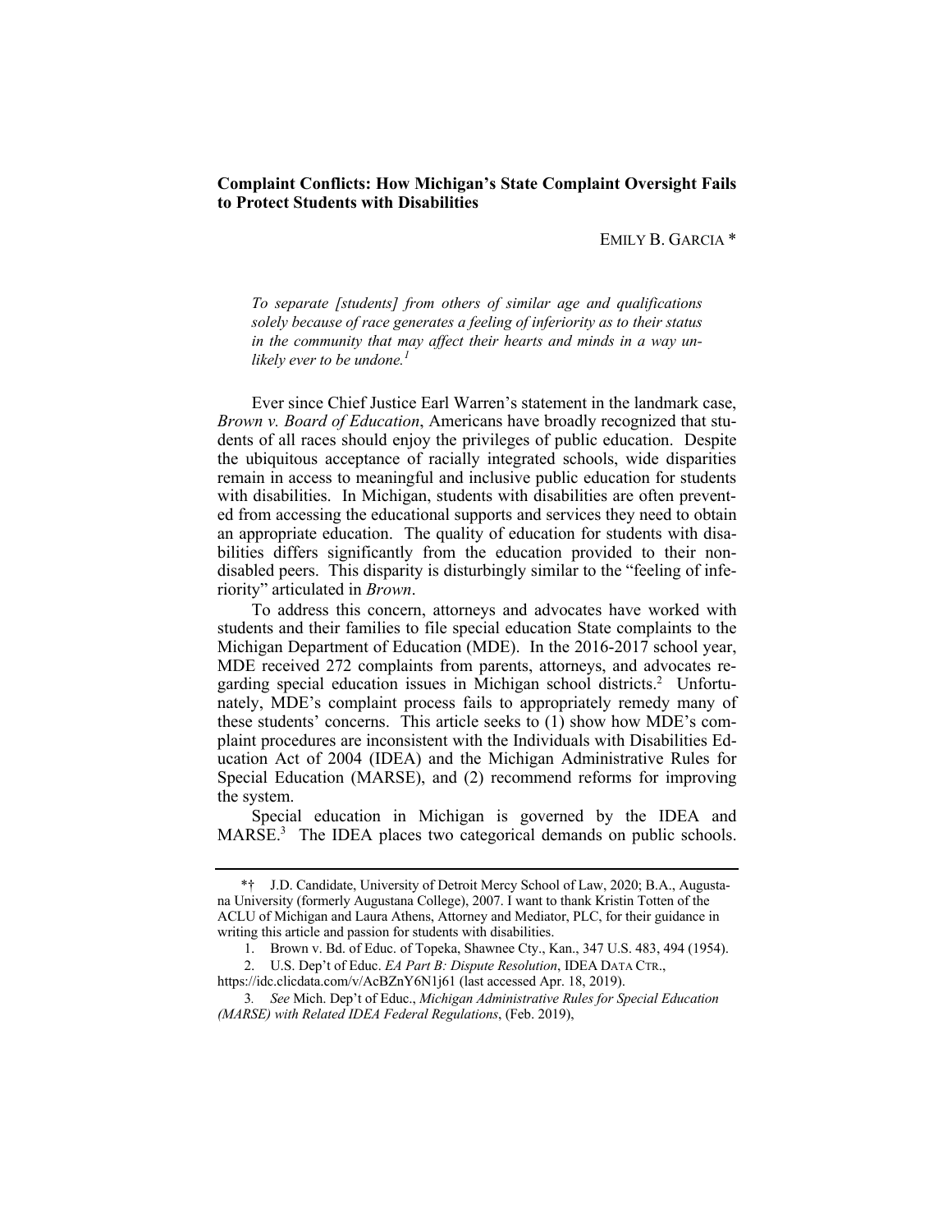**Complaint Conflicts: How Michigan's State Complaint Oversight Fails to Protect Students with Disabilities**

EMILY B. GARCIA *

*To separate [students] from others of similar age and qualifications solely because of race generates a feeling of inferiority as to their status in the community that may affect their hearts and minds in a way unlikely ever to be undone.*[1]

Ever since Chief Justice Earl Warren's statement in the landmark case, *Brown v. Board of Education*, Americans have broadly recognized that students of all races should enjoy the privileges of public education. Despite the ubiquitous acceptance of racially integrated schools, wide disparities remain in access to meaningful and inclusive public education for students with disabilities. In Michigan, students with disabilities are often prevented from accessing the educational supports and services they need to obtain an appropriate education. The quality of education for students with disabilities differs significantly from the education provided to their nondisabled peers. This disparity is disturbingly similar to the "feeling of inferiority" articulated in *Brown*.

To address this concern, attorneys and advocates have worked with students and their families to file special education State complaints to the Michigan Department of Education (MDE). In the 2016-2017 school year, MDE received 272 complaints from parents, attorneys, and advocates regarding special education issues in Michigan school districts.[2] Unfortunately, MDE's complaint process fails to appropriately remedy many of these students' concerns. This article seeks to (1) show how MDE's complaint procedures are inconsistent with the Individuals with Disabilities Education Act of 2004 (IDEA) and the Michigan Administrative Rules for Special Education (MARSE), and (2) recommend reforms for improving the system.

Special education in Michigan is governed by the IDEA and MARSE.[3] The IDEA places two categorical demands on public schools.

---

*† J.D. Candidate, University of Detroit Mercy School of Law, 2020; B.A., Augustana University (formerly Augustana College), 2007. I want to thank Kristin Totten of the ACLU of Michigan and Laura Athens, Attorney and Mediator, PLC, for their guidance in writing this article and passion for students with disabilities.

1. Brown v. Bd. of Educ. of Topeka, Shawnee Cty., Kan., 347 U.S. 483, 494 (1954).

2. U.S. Dep't of Educ. *EA Part B: Dispute Resolution*, IDEA DATA CTR., https://idc.clicdata.com/v/AcBZnY6N1j61 (last accessed Apr. 18, 2019).

3. *See* Mich. Dep't of Educ., *Michigan Administrative Rules for Special Education (MARSE) with Related IDEA Federal Regulations*, (Feb. 2019),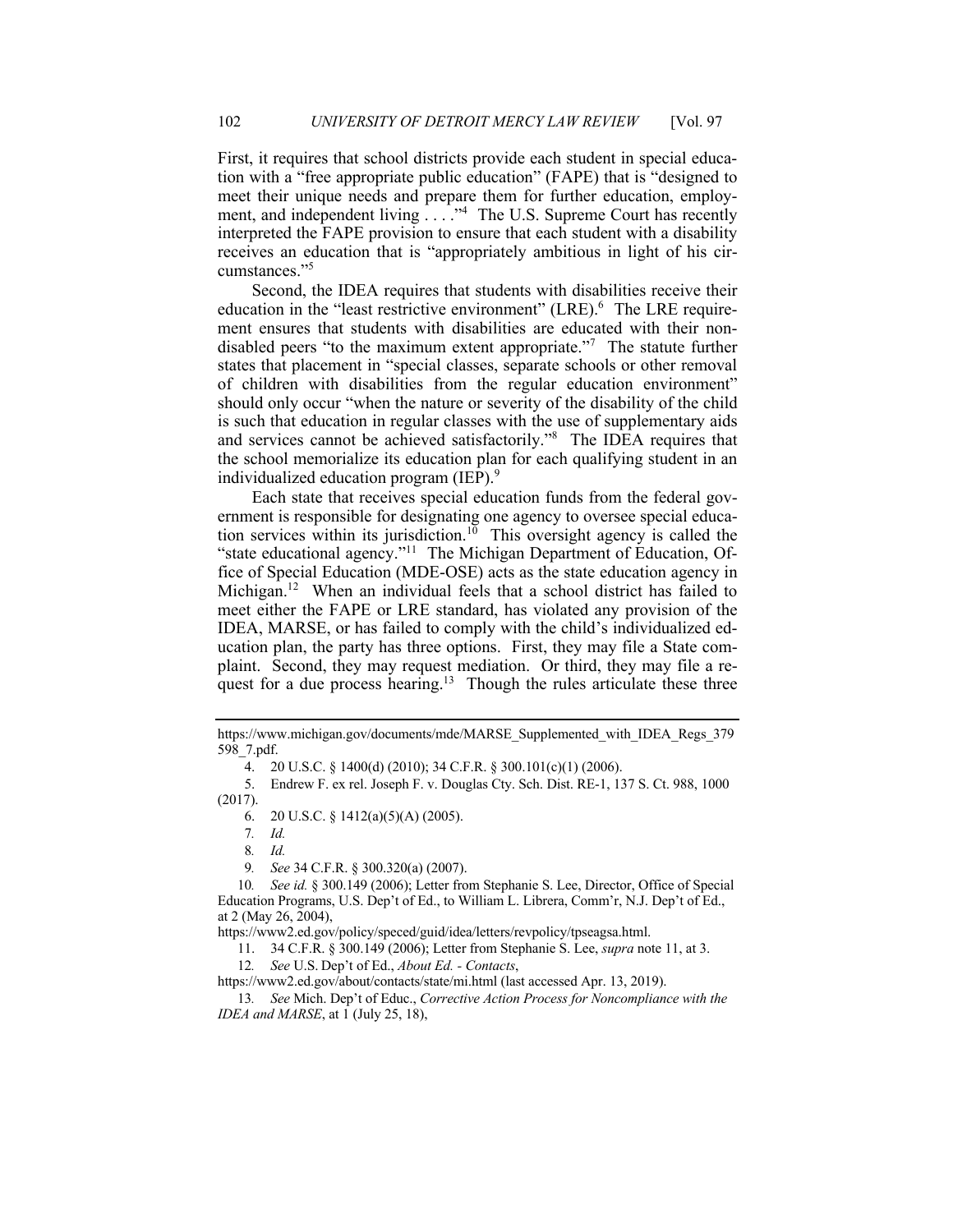First, it requires that school districts provide each student in special education with a "free appropriate public education" (FAPE) that is "designed to meet their unique needs and prepare them for further education, employment, and independent living . . . ."[4] The U.S. Supreme Court has recently interpreted the FAPE provision to ensure that each student with a disability receives an education that is "appropriately ambitious in light of his circumstances."[5]

Second, the IDEA requires that students with disabilities receive their education in the "least restrictive environment" (LRE).[6] The LRE requirement ensures that students with disabilities are educated with their non-disabled peers "to the maximum extent appropriate."[7] The statute further states that placement in "special classes, separate schools or other removal of children with disabilities from the regular education environment" should only occur "when the nature or severity of the disability of the child is such that education in regular classes with the use of supplementary aids and services cannot be achieved satisfactorily."[8] The IDEA requires that the school memorialize its education plan for each qualifying student in an individualized education program (IEP).[9]

Each state that receives special education funds from the federal government is responsible for designating one agency to oversee special education services within its jurisdiction.[10] This oversight agency is called the "state educational agency."[11] The Michigan Department of Education, Office of Special Education (MDE-OSE) acts as the state education agency in Michigan.[12] When an individual feels that a school district has failed to meet either the FAPE or LRE standard, has violated any provision of the IDEA, MARSE, or has failed to comply with the child's individualized education plan, the party has three options. First, they may file a State complaint. Second, they may request mediation. Or third, they may file a request for a due process hearing.[13] Though the rules articulate these three

---

https://www.michigan.gov/documents/mde/MARSE_Supplemented_with_IDEA_Regs_379598_7.pdf.

4. 20 U.S.C. § 1400(d) (2010); 34 C.F.R. § 300.101(c)(1) (2006).

5. Endrew F. ex rel. Joseph F. v. Douglas Cty. Sch. Dist. RE-1, 137 S. Ct. 988, 1000 (2017).

6. 20 U.S.C. § 1412(a)(5)(A) (2005).

7. *Id.*

8. *Id.*

9. *See* 34 C.F.R. § 300.320(a) (2007).

10. *See id.* § 300.149 (2006); Letter from Stephanie S. Lee, Director, Office of Special Education Programs, U.S. Dep't of Ed., to William L. Librera, Comm'r, N.J. Dep't of Ed., at 2 (May 26, 2004), https://www2.ed.gov/policy/speced/guid/idea/letters/revpolicy/tpseagsa.html.

11. 34 C.F.R. § 300.149 (2006); Letter from Stephanie S. Lee, *supra* note 11, at 3.

12. *See* U.S. Dep't of Ed., *About Ed. - Contacts*, https://www2.ed.gov/about/contacts/state/mi.html (last accessed Apr. 13, 2019).

13. *See* Mich. Dep't of Educ., *Corrective Action Process for Noncompliance with the IDEA and MARSE*, at 1 (July 25, 18),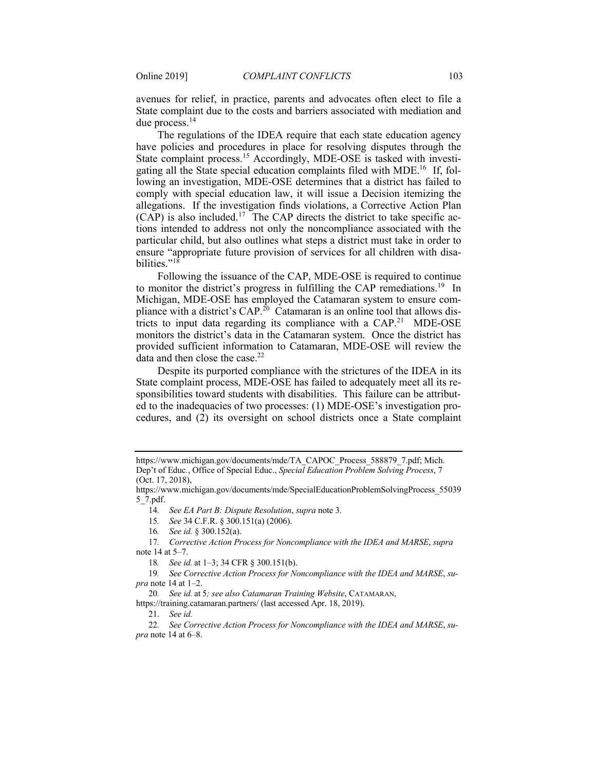avenues for relief, in practice, parents and advocates often elect to file a State complaint due to the costs and barriers associated with mediation and due process.[14]

The regulations of the IDEA require that each state education agency have policies and procedures in place for resolving disputes through the State complaint process.[15] Accordingly, MDE-OSE is tasked with investigating all the State special education complaints filed with MDE.[16] If, following an investigation, MDE-OSE determines that a district has failed to comply with special education law, it will issue a Decision itemizing the allegations. If the investigation finds violations, a Corrective Action Plan (CAP) is also included.[17] The CAP directs the district to take specific actions intended to address not only the noncompliance associated with the particular child, but also outlines what steps a district must take in order to ensure "appropriate future provision of services for all children with disabilities."[18]

Following the issuance of the CAP, MDE-OSE is required to continue to monitor the district's progress in fulfilling the CAP remediations.[19] In Michigan, MDE-OSE has employed the Catamaran system to ensure compliance with a district's CAP.[20] Catamaran is an online tool that allows districts to input data regarding its compliance with a CAP.[21] MDE-OSE monitors the district's data in the Catamaran system. Once the district has provided sufficient information to Catamaran, MDE-OSE will review the data and then close the case.[22]

Despite its purported compliance with the strictures of the IDEA in its State complaint process, MDE-OSE has failed to adequately meet all its responsibilities toward students with disabilities. This failure can be attributed to the inadequacies of two processes: (1) MDE-OSE's investigation procedures, and (2) its oversight on school districts once a State complaint

---

https://www.michigan.gov/documents/mde/TA_CAPOC_Process_588879_7.pdf; Mich. Dep't of Educ., Office of Special Educ., *Special Education Problem Solving Process*, 7 (Oct. 17, 2018), https://www.michigan.gov/documents/mde/SpecialEducationProblemSolvingProcess_550395_7.pdf.

14. *See EA Part B: Dispute Resolution*, *supra* note 3.

15. *See* 34 C.F.R. § 300.151(a) (2006).

16. *See id.* § 300.152(a).

17. *Corrective Action Process for Noncompliance with the IDEA and MARSE*, *supra* note 14 at 5–7.

18. *See id.* at 1–3; 34 CFR § 300.151(b).

19. *See Corrective Action Process for Noncompliance with the IDEA and MARSE*, *supra* note 14 at 1–2.

20. *See id.* at 5*; see also Catamaran Training Website*, CATAMARAN, https://training.catamaran.partners/ (last accessed Apr. 18, 2019).

21. *See id.*

22. *See Corrective Action Process for Noncompliance with the IDEA and MARSE*, *supra* note 14 at 6–8.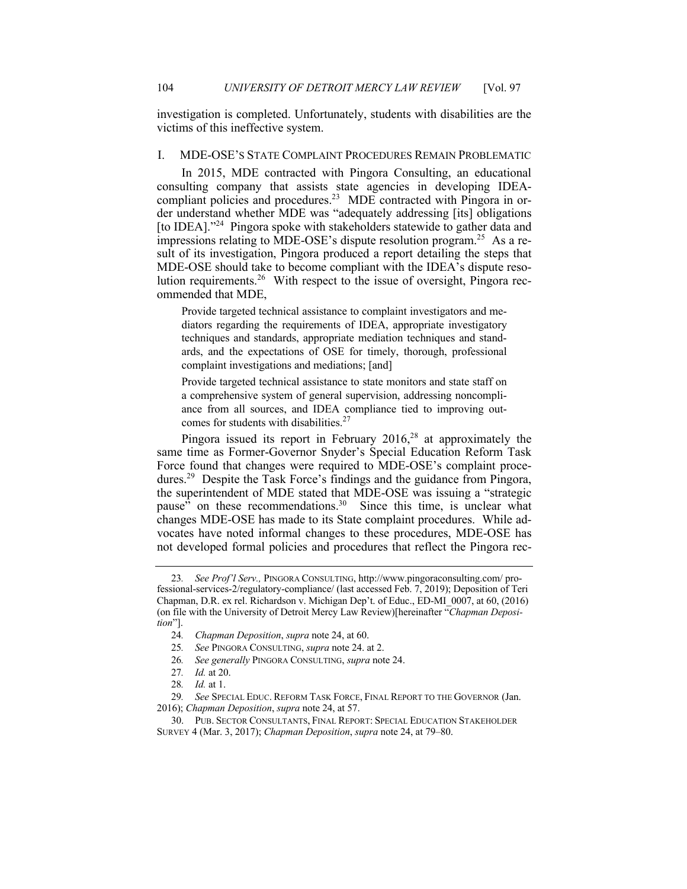investigation is completed. Unfortunately, students with disabilities are the victims of this ineffective system.

## I. MDE-OSE'S STATE COMPLAINT PROCEDURES REMAIN PROBLEMATIC

In 2015, MDE contracted with Pingora Consulting, an educational consulting company that assists state agencies in developing IDEA-compliant policies and procedures.[23] MDE contracted with Pingora in order understand whether MDE was "adequately addressing [its] obligations [to IDEA]."[24] Pingora spoke with stakeholders statewide to gather data and impressions relating to MDE-OSE's dispute resolution program.[25] As a result of its investigation, Pingora produced a report detailing the steps that MDE-OSE should take to become compliant with the IDEA's dispute resolution requirements.[26] With respect to the issue of oversight, Pingora recommended that MDE,

> Provide targeted technical assistance to complaint investigators and mediators regarding the requirements of IDEA, appropriate investigatory techniques and standards, appropriate mediation techniques and standards, and the expectations of OSE for timely, thorough, professional complaint investigations and mediations; [and]
>
> Provide targeted technical assistance to state monitors and state staff on a comprehensive system of general supervision, addressing noncompliance from all sources, and IDEA compliance tied to improving outcomes for students with disabilities.[27]

Pingora issued its report in February 2016,[28] at approximately the same time as Former-Governor Snyder's Special Education Reform Task Force found that changes were required to MDE-OSE's complaint procedures.[29] Despite the Task Force's findings and the guidance from Pingora, the superintendent of MDE stated that MDE-OSE was issuing a "strategic pause" on these recommendations.[30] Since this time, is unclear what changes MDE-OSE has made to its State complaint procedures. While advocates have noted informal changes to these procedures, MDE-OSE has not developed formal policies and procedures that reflect the Pingora rec-

---

23. *See Prof'l Serv.,* PINGORA CONSULTING, http://www.pingoraconsulting.com/ professional-services-2/regulatory-compliance/ (last accessed Feb. 7, 2019); Deposition of Teri Chapman, D.R. ex rel. Richardson v. Michigan Dep't. of Educ., ED-MI_0007, at 60, (2016) (on file with the University of Detroit Mercy Law Review)[hereinafter "*Chapman Deposition*"].

24. *Chapman Deposition*, *supra* note 24, at 60.

25. *See* PINGORA CONSULTING, *supra* note 24. at 2.

26. *See generally* PINGORA CONSULTING, *supra* note 24.

27. *Id.* at 20.

28. *Id.* at 1.

29. *See* SPECIAL EDUC. REFORM TASK FORCE, FINAL REPORT TO THE GOVERNOR (Jan. 2016); *Chapman Deposition*, *supra* note 24, at 57.

30. PUB. SECTOR CONSULTANTS, FINAL REPORT: SPECIAL EDUCATION STAKEHOLDER SURVEY 4 (Mar. 3, 2017); *Chapman Deposition*, *supra* note 24, at 79–80.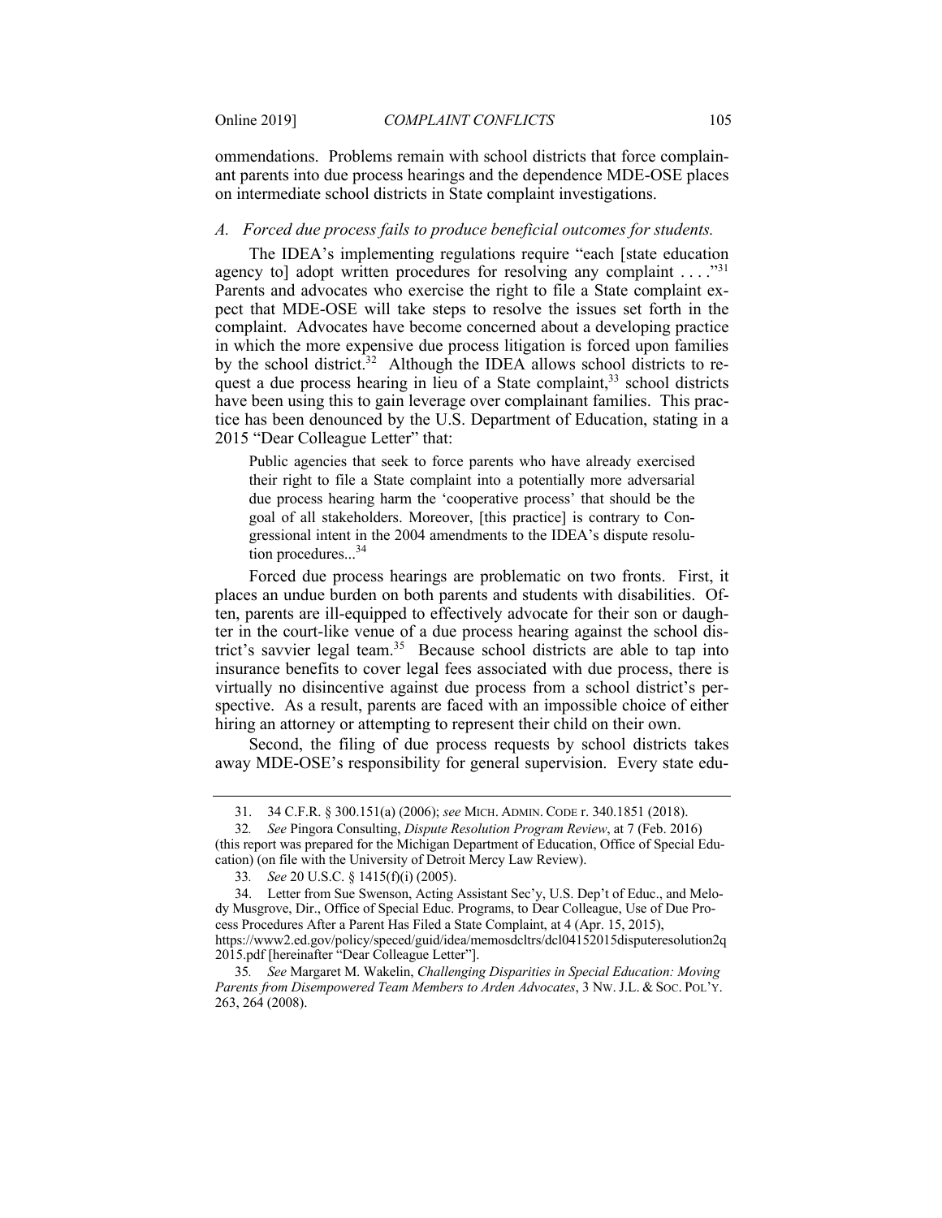ommendations. Problems remain with school districts that force complainant parents into due process hearings and the dependence MDE-OSE places on intermediate school districts in State complaint investigations.

### *A. Forced due process fails to produce beneficial outcomes for students.*

The IDEA's implementing regulations require "each [state education agency to] adopt written procedures for resolving any complaint . . . ."[31] Parents and advocates who exercise the right to file a State complaint expect that MDE-OSE will take steps to resolve the issues set forth in the complaint. Advocates have become concerned about a developing practice in which the more expensive due process litigation is forced upon families by the school district.[32] Although the IDEA allows school districts to request a due process hearing in lieu of a State complaint,[33] school districts have been using this to gain leverage over complainant families. This practice has been denounced by the U.S. Department of Education, stating in a 2015 "Dear Colleague Letter" that:

> Public agencies that seek to force parents who have already exercised their right to file a State complaint into a potentially more adversarial due process hearing harm the 'cooperative process' that should be the goal of all stakeholders. Moreover, [this practice] is contrary to Congressional intent in the 2004 amendments to the IDEA's dispute resolution procedures...[34]

Forced due process hearings are problematic on two fronts. First, it places an undue burden on both parents and students with disabilities. Often, parents are ill-equipped to effectively advocate for their son or daughter in the court-like venue of a due process hearing against the school district's savvier legal team.[35] Because school districts are able to tap into insurance benefits to cover legal fees associated with due process, there is virtually no disincentive against due process from a school district's perspective. As a result, parents are faced with an impossible choice of either hiring an attorney or attempting to represent their child on their own.

Second, the filing of due process requests by school districts takes away MDE-OSE's responsibility for general supervision. Every state edu-

---

31. 34 C.F.R. § 300.151(a) (2006); *see* MICH. ADMIN. CODE r. 340.1851 (2018).

32. *See* Pingora Consulting, *Dispute Resolution Program Review*, at 7 (Feb. 2016) (this report was prepared for the Michigan Department of Education, Office of Special Education) (on file with the University of Detroit Mercy Law Review).

33. *See* 20 U.S.C. § 1415(f)(i) (2005).

34. Letter from Sue Swenson, Acting Assistant Sec'y, U.S. Dep't of Educ., and Melody Musgrove, Dir., Office of Special Educ. Programs, to Dear Colleague, Use of Due Process Procedures After a Parent Has Filed a State Complaint, at 4 (Apr. 15, 2015), https://www2.ed.gov/policy/speced/guid/idea/memosdcltrs/dcl04152015disputeresolution2q2015.pdf [hereinafter "Dear Colleague Letter"].

35. *See* Margaret M. Wakelin, *Challenging Disparities in Special Education: Moving Parents from Disempowered Team Members to Arden Advocates*, 3 NW. J.L. & SOC. POL'Y. 263, 264 (2008).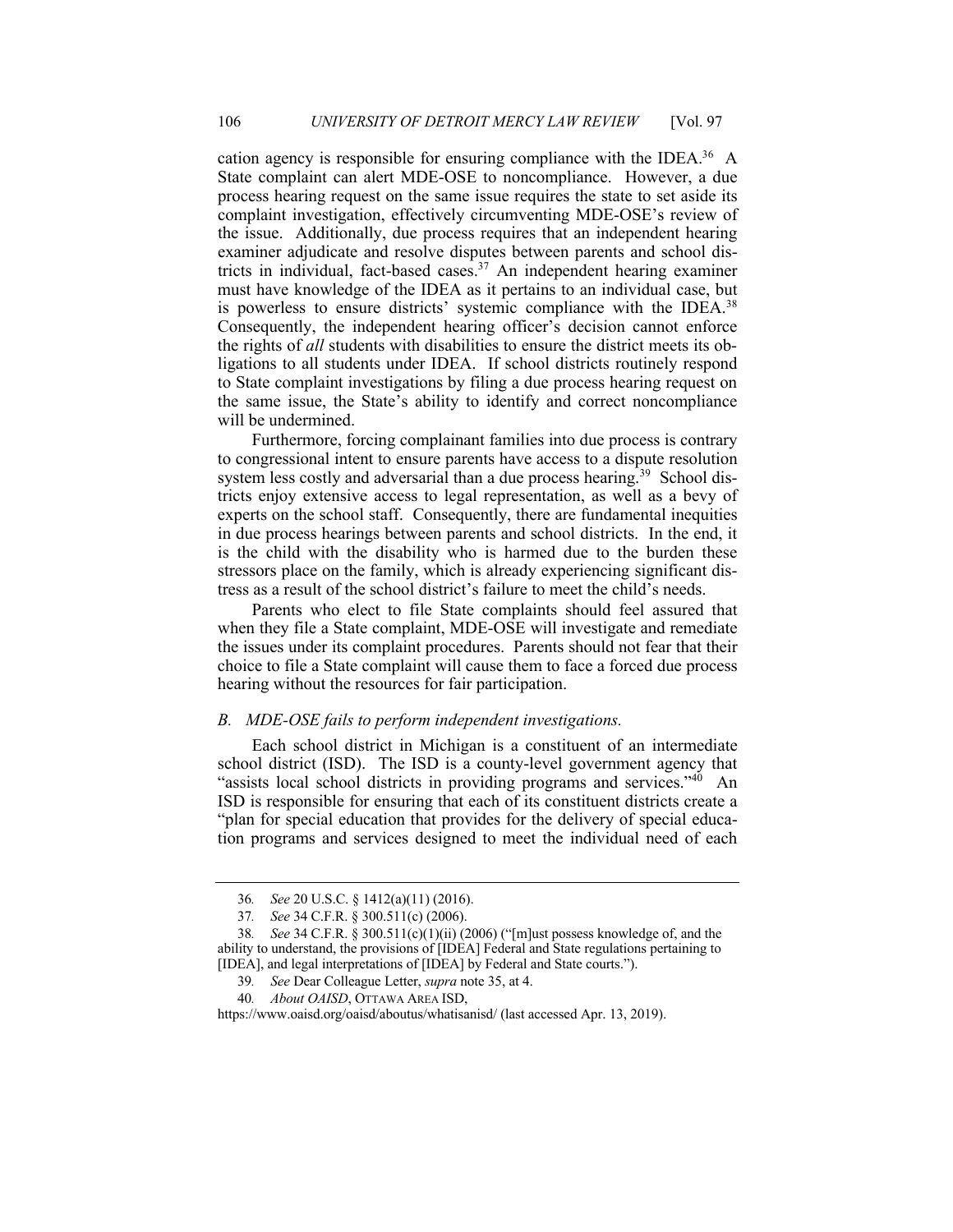cation agency is responsible for ensuring compliance with the IDEA.[36] A State complaint can alert MDE-OSE to noncompliance. However, a due process hearing request on the same issue requires the state to set aside its complaint investigation, effectively circumventing MDE-OSE's review of the issue. Additionally, due process requires that an independent hearing examiner adjudicate and resolve disputes between parents and school districts in individual, fact-based cases.[37] An independent hearing examiner must have knowledge of the IDEA as it pertains to an individual case, but is powerless to ensure districts' systemic compliance with the IDEA.[38] Consequently, the independent hearing officer's decision cannot enforce the rights of *all* students with disabilities to ensure the district meets its obligations to all students under IDEA. If school districts routinely respond to State complaint investigations by filing a due process hearing request on the same issue, the State's ability to identify and correct noncompliance will be undermined.

Furthermore, forcing complainant families into due process is contrary to congressional intent to ensure parents have access to a dispute resolution system less costly and adversarial than a due process hearing.[39] School districts enjoy extensive access to legal representation, as well as a bevy of experts on the school staff. Consequently, there are fundamental inequities in due process hearings between parents and school districts. In the end, it is the child with the disability who is harmed due to the burden these stressors place on the family, which is already experiencing significant distress as a result of the school district's failure to meet the child's needs.

Parents who elect to file State complaints should feel assured that when they file a State complaint, MDE-OSE will investigate and remediate the issues under its complaint procedures. Parents should not fear that their choice to file a State complaint will cause them to face a forced due process hearing without the resources for fair participation.

### *B. MDE-OSE fails to perform independent investigations.*

Each school district in Michigan is a constituent of an intermediate school district (ISD). The ISD is a county-level government agency that "assists local school districts in providing programs and services."[40] An ISD is responsible for ensuring that each of its constituent districts create a "plan for special education that provides for the delivery of special education programs and services designed to meet the individual need of each

---

36. *See* 20 U.S.C. § 1412(a)(11) (2016).

37. *See* 34 C.F.R. § 300.511(c) (2006).

38. *See* 34 C.F.R. § 300.511(c)(1)(ii) (2006) ("[m]ust possess knowledge of, and the ability to understand, the provisions of [IDEA] Federal and State regulations pertaining to [IDEA], and legal interpretations of [IDEA] by Federal and State courts.").

39. *See* Dear Colleague Letter, *supra* note 35, at 4.

40. *About OAISD*, OTTAWA AREA ISD, https://www.oaisd.org/oaisd/aboutus/whatisanisd/ (last accessed Apr. 13, 2019).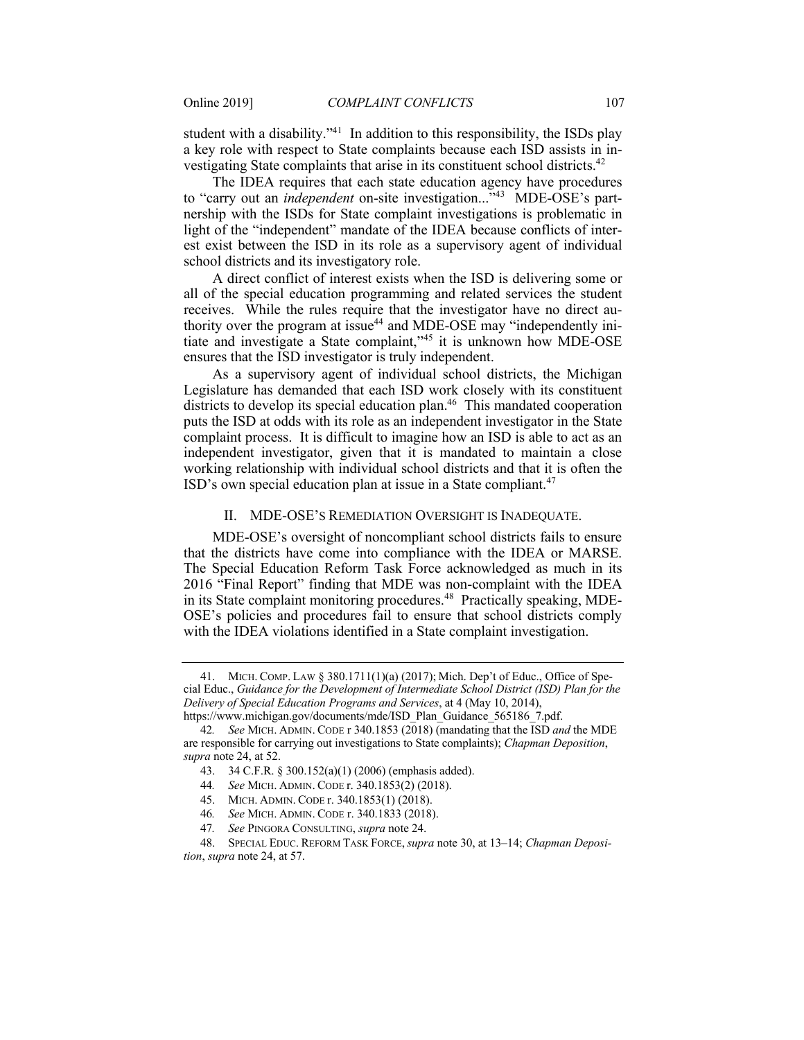student with a disability."[41] In addition to this responsibility, the ISDs play a key role with respect to State complaints because each ISD assists in investigating State complaints that arise in its constituent school districts.[42]

The IDEA requires that each state education agency have procedures to "carry out an *independent* on-site investigation..."[43] MDE-OSE's partnership with the ISDs for State complaint investigations is problematic in light of the "independent" mandate of the IDEA because conflicts of interest exist between the ISD in its role as a supervisory agent of individual school districts and its investigatory role.

A direct conflict of interest exists when the ISD is delivering some or all of the special education programming and related services the student receives. While the rules require that the investigator have no direct authority over the program at issue[44] and MDE-OSE may "independently initiate and investigate a State complaint,"[45] it is unknown how MDE-OSE ensures that the ISD investigator is truly independent.

As a supervisory agent of individual school districts, the Michigan Legislature has demanded that each ISD work closely with its constituent districts to develop its special education plan.[46] This mandated cooperation puts the ISD at odds with its role as an independent investigator in the State complaint process. It is difficult to imagine how an ISD is able to act as an independent investigator, given that it is mandated to maintain a close working relationship with individual school districts and that it is often the ISD's own special education plan at issue in a State compliant.[47]

## II. MDE-OSE'S REMEDIATION OVERSIGHT IS INADEQUATE.

MDE-OSE's oversight of noncompliant school districts fails to ensure that the districts have come into compliance with the IDEA or MARSE. The Special Education Reform Task Force acknowledged as much in its 2016 "Final Report" finding that MDE was non-complaint with the IDEA in its State complaint monitoring procedures.[48] Practically speaking, MDE-OSE's policies and procedures fail to ensure that school districts comply with the IDEA violations identified in a State complaint investigation.

---

41. MICH. COMP. LAW § 380.1711(1)(a) (2017); Mich. Dep't of Educ., Office of Special Educ., *Guidance for the Development of Intermediate School District (ISD) Plan for the Delivery of Special Education Programs and Services*, at 4 (May 10, 2014), https://www.michigan.gov/documents/mde/ISD_Plan_Guidance_565186_7.pdf.

42. *See* MICH. ADMIN. CODE r 340.1853 (2018) (mandating that the ISD *and* the MDE are responsible for carrying out investigations to State complaints); *Chapman Deposition*, *supra* note 24, at 52.

43. 34 C.F.R. § 300.152(a)(1) (2006) (emphasis added).

44. *See* MICH. ADMIN. CODE r. 340.1853(2) (2018).

45. MICH. ADMIN. CODE r. 340.1853(1) (2018).

46. *See* MICH. ADMIN. CODE r. 340.1833 (2018).

47. *See* PINGORA CONSULTING, *supra* note 24.

48. SPECIAL EDUC. REFORM TASK FORCE, *supra* note 30, at 13–14; *Chapman Deposition*, *supra* note 24, at 57.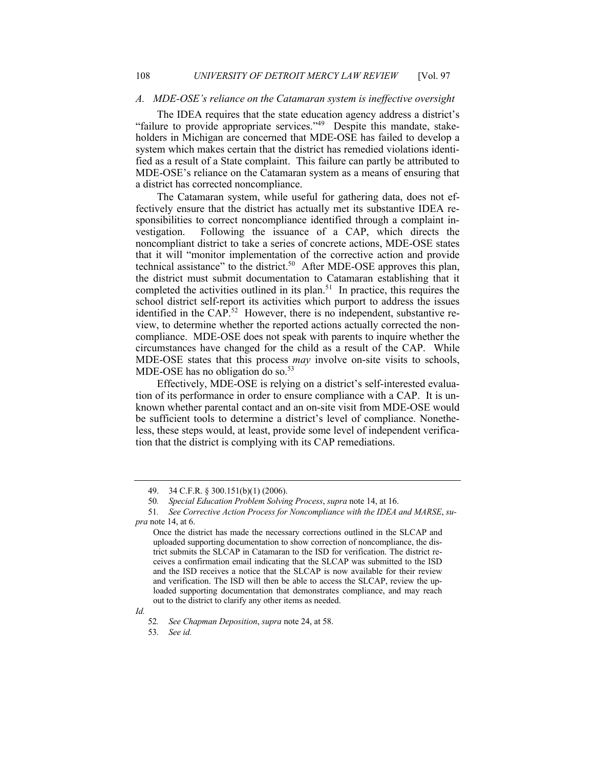### *A. MDE-OSE's reliance on the Catamaran system is ineffective oversight*

The IDEA requires that the state education agency address a district's "failure to provide appropriate services."[49] Despite this mandate, stakeholders in Michigan are concerned that MDE-OSE has failed to develop a system which makes certain that the district has remedied violations identified as a result of a State complaint. This failure can partly be attributed to MDE-OSE's reliance on the Catamaran system as a means of ensuring that a district has corrected noncompliance.

The Catamaran system, while useful for gathering data, does not effectively ensure that the district has actually met its substantive IDEA responsibilities to correct noncompliance identified through a complaint investigation. Following the issuance of a CAP, which directs the noncompliant district to take a series of concrete actions, MDE-OSE states that it will "monitor implementation of the corrective action and provide technical assistance" to the district.[50] After MDE-OSE approves this plan, the district must submit documentation to Catamaran establishing that it completed the activities outlined in its plan.[51] In practice, this requires the school district self-report its activities which purport to address the issues identified in the CAP.[52] However, there is no independent, substantive review, to determine whether the reported actions actually corrected the noncompliance. MDE-OSE does not speak with parents to inquire whether the circumstances have changed for the child as a result of the CAP. While MDE-OSE states that this process *may* involve on-site visits to schools, MDE-OSE has no obligation do so.[53]

Effectively, MDE-OSE is relying on a district's self-interested evaluation of its performance in order to ensure compliance with a CAP. It is unknown whether parental contact and an on-site visit from MDE-OSE would be sufficient tools to determine a district's level of compliance. Nonetheless, these steps would, at least, provide some level of independent verification that the district is complying with its CAP remediations.

---

49. 34 C.F.R. § 300.151(b)(1) (2006).

50. *Special Education Problem Solving Process*, *supra* note 14, at 16.

51. *See Corrective Action Process for Noncompliance with the IDEA and MARSE*, *supra* note 14, at 6.

> Once the district has made the necessary corrections outlined in the SLCAP and uploaded supporting documentation to show correction of noncompliance, the district submits the SLCAP in Catamaran to the ISD for verification. The district receives a confirmation email indicating that the SLCAP was submitted to the ISD and the ISD receives a notice that the SLCAP is now available for their review and verification. The ISD will then be able to access the SLCAP, review the uploaded supporting documentation that demonstrates compliance, and may reach out to the district to clarify any other items as needed.

*Id.*

52. *See Chapman Deposition*, *supra* note 24, at 58.

53. *See id.*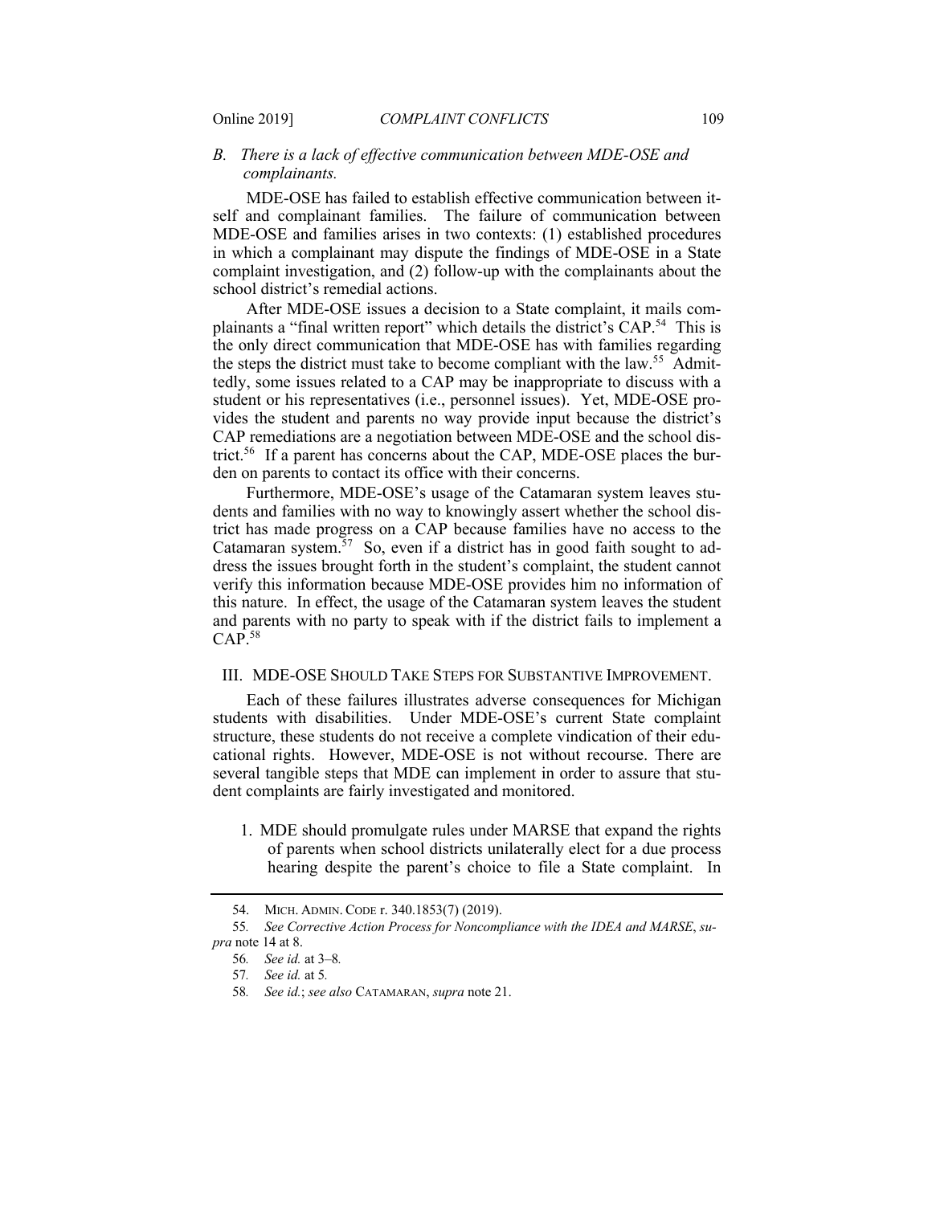### *B. There is a lack of effective communication between MDE-OSE and complainants.*

MDE-OSE has failed to establish effective communication between itself and complainant families. The failure of communication between MDE-OSE and families arises in two contexts: (1) established procedures in which a complainant may dispute the findings of MDE-OSE in a State complaint investigation, and (2) follow-up with the complainants about the school district's remedial actions.

After MDE-OSE issues a decision to a State complaint, it mails complainants a "final written report" which details the district's CAP.[54] This is the only direct communication that MDE-OSE has with families regarding the steps the district must take to become compliant with the law.[55] Admittedly, some issues related to a CAP may be inappropriate to discuss with a student or his representatives (i.e., personnel issues). Yet, MDE-OSE provides the student and parents no way provide input because the district's CAP remediations are a negotiation between MDE-OSE and the school district.[56] If a parent has concerns about the CAP, MDE-OSE places the burden on parents to contact its office with their concerns.

Furthermore, MDE-OSE's usage of the Catamaran system leaves students and families with no way to knowingly assert whether the school district has made progress on a CAP because families have no access to the Catamaran system.[57] So, even if a district has in good faith sought to address the issues brought forth in the student's complaint, the student cannot verify this information because MDE-OSE provides him no information of this nature. In effect, the usage of the Catamaran system leaves the student and parents with no party to speak with if the district fails to implement a CAP.[58]

## III. MDE-OSE SHOULD TAKE STEPS FOR SUBSTANTIVE IMPROVEMENT.

Each of these failures illustrates adverse consequences for Michigan students with disabilities. Under MDE-OSE's current State complaint structure, these students do not receive a complete vindication of their educational rights. However, MDE-OSE is not without recourse. There are several tangible steps that MDE can implement in order to assure that student complaints are fairly investigated and monitored.

1. MDE should promulgate rules under MARSE that expand the rights of parents when school districts unilaterally elect for a due process hearing despite the parent's choice to file a State complaint. In

---

54. MICH. ADMIN. CODE r. 340.1853(7) (2019).

55. *See Corrective Action Process for Noncompliance with the IDEA and MARSE*, *supra* note 14 at 8.

56. *See id.* at 3–8.

57. *See id.* at 5.

58. *See id.*; *see also* CATAMARAN, *supra* note 21.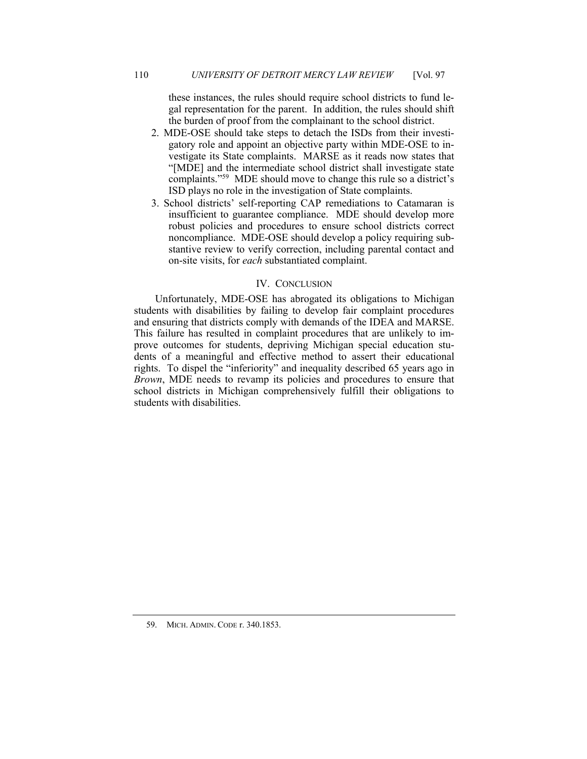these instances, the rules should require school districts to fund legal representation for the parent. In addition, the rules should shift the burden of proof from the complainant to the school district.

2. MDE-OSE should take steps to detach the ISDs from their investigatory role and appoint an objective party within MDE-OSE to investigate its State complaints. MARSE as it reads now states that "[MDE] and the intermediate school district shall investigate state complaints."[59] MDE should move to change this rule so a district's ISD plays no role in the investigation of State complaints.
3. School districts' self-reporting CAP remediations to Catamaran is insufficient to guarantee compliance. MDE should develop more robust policies and procedures to ensure school districts correct noncompliance. MDE-OSE should develop a policy requiring substantive review to verify correction, including parental contact and on-site visits, for *each* substantiated complaint.

## IV. CONCLUSION

Unfortunately, MDE-OSE has abrogated its obligations to Michigan students with disabilities by failing to develop fair complaint procedures and ensuring that districts comply with demands of the IDEA and MARSE. This failure has resulted in complaint procedures that are unlikely to improve outcomes for students, depriving Michigan special education students of a meaningful and effective method to assert their educational rights. To dispel the "inferiority" and inequality described 65 years ago in *Brown*, MDE needs to revamp its policies and procedures to ensure that school districts in Michigan comprehensively fulfill their obligations to students with disabilities.

---

59. MICH. ADMIN. CODE r. 340.1853.